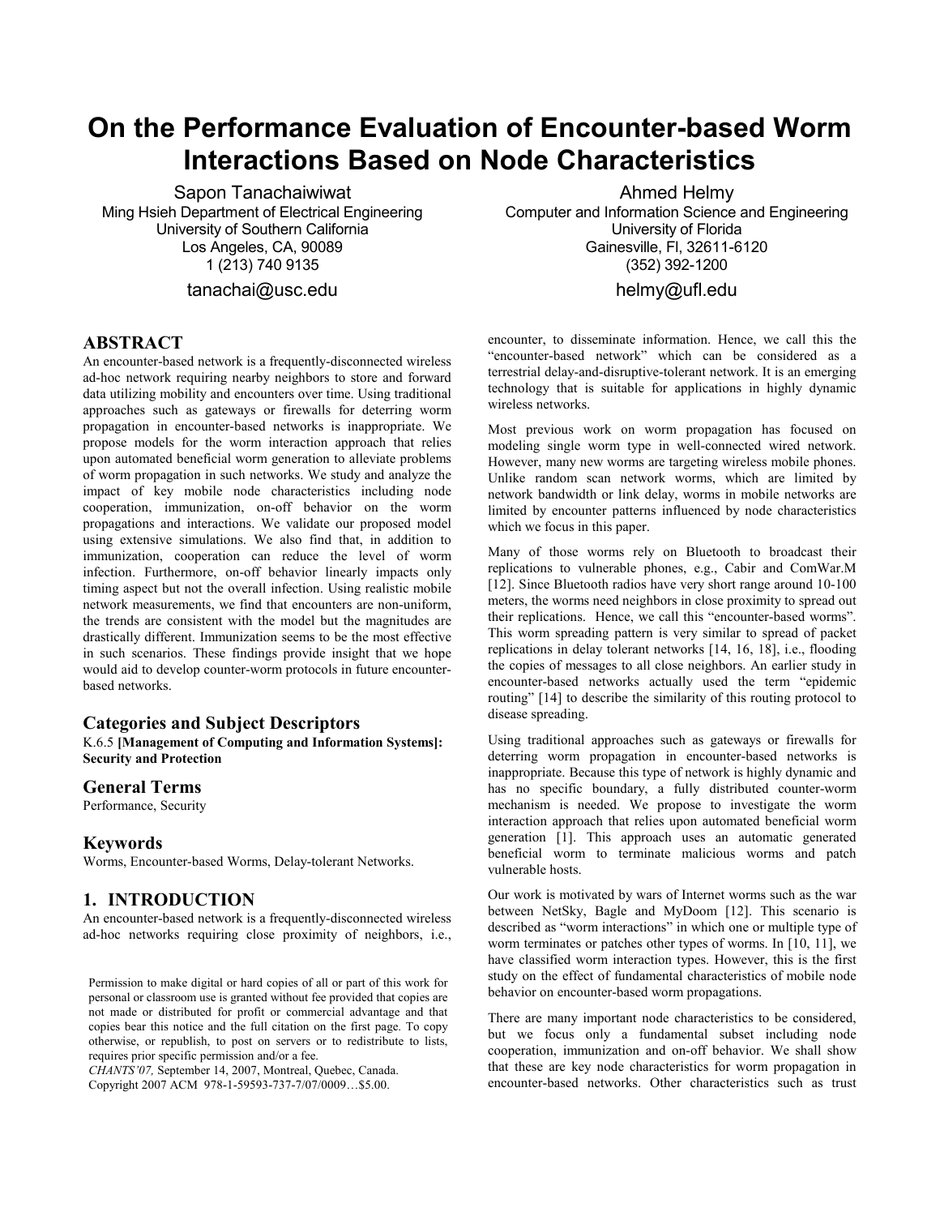# On the Performance Evaluation of Encounter-based Worm Interactions Based on Node Characteristics

Sapon Tanachaiwiwat
Ming Hsieh Department of Electrical Engineering
University of Southern California
Los Angeles, CA, 90089
1 (213) 740 9135
tanachai@usc.edu

Ahmed Helmy
Computer and Information Science and Engineering
University of Florida
Gainesville, Fl, 32611-6120
(352) 392-1200
helmy@ufl.edu

## ABSTRACT

An encounter-based network is a frequently-disconnected wireless ad-hoc network requiring nearby neighbors to store and forward data utilizing mobility and encounters over time. Using traditional approaches such as gateways or firewalls for deterring worm propagation in encounter-based networks is inappropriate. We propose models for the worm interaction approach that relies upon automated beneficial worm generation to alleviate problems of worm propagation in such networks. We study and analyze the impact of key mobile node characteristics including node cooperation, immunization, on-off behavior on the worm propagations and interactions. We validate our proposed model using extensive simulations. We also find that, in addition to immunization, cooperation can reduce the level of worm infection. Furthermore, on-off behavior linearly impacts only timing aspect but not the overall infection. Using realistic mobile network measurements, we find that encounters are non-uniform, the trends are consistent with the model but the magnitudes are drastically different. Immunization seems to be the most effective in such scenarios. These findings provide insight that we hope would aid to develop counter-worm protocols in future encounter-based networks.

### Categories and Subject Descriptors

K.6.5 **[Management of Computing and Information Systems]: Security and Protection**

### General Terms

Performance, Security

### Keywords

Worms, Encounter-based Worms, Delay-tolerant Networks.

## 1. INTRODUCTION

An encounter-based network is a frequently-disconnected wireless ad-hoc networks requiring close proximity of neighbors, i.e., encounter, to disseminate information. Hence, we call this the "encounter-based network" which can be considered as a terrestrial delay-and-disruptive-tolerant network. It is an emerging technology that is suitable for applications in highly dynamic wireless networks.

Most previous work on worm propagation has focused on modeling single worm type in well-connected wired network. However, many new worms are targeting wireless mobile phones. Unlike random scan network worms, which are limited by network bandwidth or link delay, worms in mobile networks are limited by encounter patterns influenced by node characteristics which we focus in this paper.

Many of those worms rely on Bluetooth to broadcast their replications to vulnerable phones, e.g., Cabir and ComWar.M [12]. Since Bluetooth radios have very short range around 10-100 meters, the worms need neighbors in close proximity to spread out their replications. Hence, we call this "encounter-based worms". This worm spreading pattern is very similar to spread of packet replications in delay tolerant networks [14, 16, 18], i.e., flooding the copies of messages to all close neighbors. An earlier study in encounter-based networks actually used the term "epidemic routing" [14] to describe the similarity of this routing protocol to disease spreading.

Using traditional approaches such as gateways or firewalls for deterring worm propagation in encounter-based networks is inappropriate. Because this type of network is highly dynamic and has no specific boundary, a fully distributed counter-worm mechanism is needed. We propose to investigate the worm interaction approach that relies upon automated beneficial worm generation [1]. This approach uses an automatic generated beneficial worm to terminate malicious worms and patch vulnerable hosts.

Our work is motivated by wars of Internet worms such as the war between NetSky, Bagle and MyDoom [12]. This scenario is described as "worm interactions" in which one or multiple type of worm terminates or patches other types of worms. In [10, 11], we have classified worm interaction types. However, this is the first study on the effect of fundamental characteristics of mobile node behavior on encounter-based worm propagations.

There are many important node characteristics to be considered, but we focus only a fundamental subset including node cooperation, immunization and on-off behavior. We shall show that these are key node characteristics for worm propagation in encounter-based networks. Other characteristics such as trust

Permission to make digital or hard copies of all or part of this work for personal or classroom use is granted without fee provided that copies are not made or distributed for profit or commercial advantage and that copies bear this notice and the full citation on the first page. To copy otherwise, or republish, to post on servers or to redistribute to lists, requires prior specific permission and/or a fee.
*CHANTS'07,* September 14, 2007, Montreal, Quebec, Canada.
Copyright 2007 ACM 978-1-59593-737-7/07/0009…$5.00.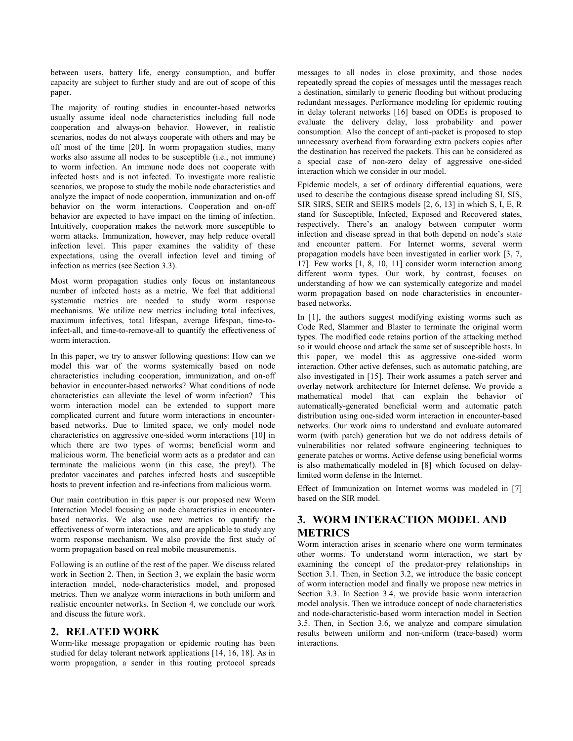between users, battery life, energy consumption, and buffer capacity are subject to further study and are out of scope of this paper.

The majority of routing studies in encounter-based networks usually assume ideal node characteristics including full node cooperation and always-on behavior. However, in realistic scenarios, nodes do not always cooperate with others and may be off most of the time [20]. In worm propagation studies, many works also assume all nodes to be susceptible (i.e., not immune) to worm infection. An immune node does not cooperate with infected hosts and is not infected. To investigate more realistic scenarios, we propose to study the mobile node characteristics and analyze the impact of node cooperation, immunization and on-off behavior on the worm interactions. Cooperation and on-off behavior are expected to have impact on the timing of infection. Intuitively, cooperation makes the network more susceptible to worm attacks. Immunization, however, may help reduce overall infection level. This paper examines the validity of these expectations, using the overall infection level and timing of infection as metrics (see Section 3.3).

Most worm propagation studies only focus on instantaneous number of infected hosts as a metric. We feel that additional systematic metrics are needed to study worm response mechanisms. We utilize new metrics including total infectives, maximum infectives, total lifespan, average lifespan, time-to-infect-all, and time-to-remove-all to quantify the effectiveness of worm interaction.

In this paper, we try to answer following questions: How can we model this war of the worms systemically based on node characteristics including cooperation, immunization, and on-off behavior in encounter-based networks? What conditions of node characteristics can alleviate the level of worm infection? This worm interaction model can be extended to support more complicated current and future worm interactions in encounter-based networks. Due to limited space, we only model node characteristics on aggressive one-sided worm interactions [10] in which there are two types of worms; beneficial worm and malicious worm. The beneficial worm acts as a predator and can terminate the malicious worm (in this case, the prey!). The predator vaccinates and patches infected hosts and susceptible hosts to prevent infection and re-infections from malicious worm.

Our main contribution in this paper is our proposed new Worm Interaction Model focusing on node characteristics in encounter-based networks. We also use new metrics to quantify the effectiveness of worm interactions, and are applicable to study any worm response mechanism. We also provide the first study of worm propagation based on real mobile measurements.

Following is an outline of the rest of the paper. We discuss related work in Section 2. Then, in Section 3, we explain the basic worm interaction model, node-characteristics model, and proposed metrics. Then we analyze worm interactions in both uniform and realistic encounter networks. In Section 4, we conclude our work and discuss the future work.

## 2. RELATED WORK

Worm-like message propagation or epidemic routing has been studied for delay tolerant network applications [14, 16, 18]. As in worm propagation, a sender in this routing protocol spreads messages to all nodes in close proximity, and those nodes repeatedly spread the copies of messages until the messages reach a destination, similarly to generic flooding but without producing redundant messages. Performance modeling for epidemic routing in delay tolerant networks [16] based on ODEs is proposed to evaluate the delivery delay, loss probability and power consumption. Also the concept of anti-packet is proposed to stop unnecessary overhead from forwarding extra packets copies after the destination has received the packets. This can be considered as a special case of non-zero delay of aggressive one-sided interaction which we consider in our model.

Epidemic models, a set of ordinary differential equations, were used to describe the contagious disease spread including SI, SIS, SIR SIRS, SEIR and SEIRS models [2, 6, 13] in which S, I, E, R stand for Susceptible, Infected, Exposed and Recovered states, respectively. There's an analogy between computer worm infection and disease spread in that both depend on node's state and encounter pattern. For Internet worms, several worm propagation models have been investigated in earlier work [3, 7, 17]. Few works [1, 8, 10, 11] consider worm interaction among different worm types. Our work, by contrast, focuses on understanding of how we can systemically categorize and model worm propagation based on node characteristics in encounter-based networks.

In [1], the authors suggest modifying existing worms such as Code Red, Slammer and Blaster to terminate the original worm types. The modified code retains portion of the attacking method so it would choose and attack the same set of susceptible hosts. In this paper, we model this as aggressive one-sided worm interaction. Other active defenses, such as automatic patching, are also investigated in [15]. Their work assumes a patch server and overlay network architecture for Internet defense. We provide a mathematical model that can explain the behavior of automatically-generated beneficial worm and automatic patch distribution using one-sided worm interaction in encounter-based networks. Our work aims to understand and evaluate automated worm (with patch) generation but we do not address details of vulnerabilities nor related software engineering techniques to generate patches or worms. Active defense using beneficial worms is also mathematically modeled in [8] which focused on delay-limited worm defense in the Internet.

Effect of Immunization on Internet worms was modeled in [7] based on the SIR model.

## 3. WORM INTERACTION MODEL AND METRICS

Worm interaction arises in scenario where one worm terminates other worms. To understand worm interaction, we start by examining the concept of the predator-prey relationships in Section 3.1. Then, in Section 3.2, we introduce the basic concept of worm interaction model and finally we propose new metrics in Section 3.3. In Section 3.4, we provide basic worm interaction model analysis. Then we introduce concept of node characteristics and node-characteristic-based worm interaction model in Section 3.5. Then, in Section 3.6, we analyze and compare simulation results between uniform and non-uniform (trace-based) worm interactions.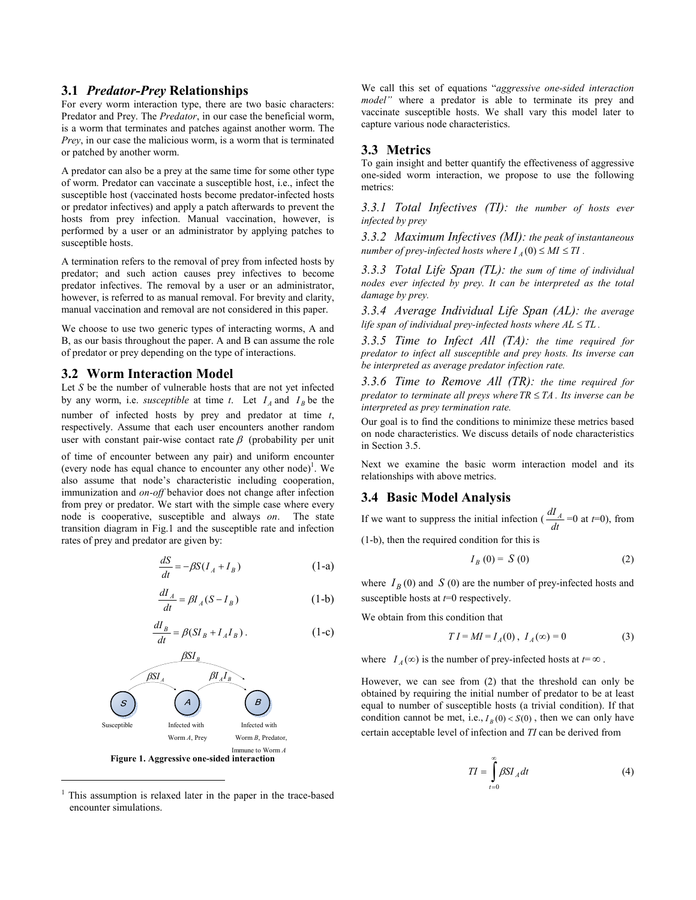## 3.1 *Predator-Prey* Relationships

For every worm interaction type, there are two basic characters: Predator and Prey. The *Predator*, in our case the beneficial worm, is a worm that terminates and patches against another worm. The *Prey*, in our case the malicious worm, is a worm that is terminated or patched by another worm.

A predator can also be a prey at the same time for some other type of worm. Predator can vaccinate a susceptible host, i.e., infect the susceptible host (vaccinated hosts become predator-infected hosts or predator infectives) and apply a patch afterwards to prevent the hosts from prey infection. Manual vaccination, however, is performed by a user or an administrator by applying patches to susceptible hosts.

A termination refers to the removal of prey from infected hosts by predator; and such action causes prey infectives to become predator infectives. The removal by a user or an administrator, however, is referred to as manual removal. For brevity and clarity, manual vaccination and removal are not considered in this paper.

We choose to use two generic types of interacting worms, A and B, as our basis throughout the paper. A and B can assume the role of predator or prey depending on the type of interactions.

## 3.2 Worm Interaction Model

Let $S$ be the number of vulnerable hosts that are not yet infected by any worm, i.e. *susceptible* at time $t$. Let $I_A$ and $I_B$ be the number of infected hosts by prey and predator at time $t$, respectively. Assume that each user encounters another random user with constant pair-wise contact rate $\beta$ (probability per unit of time of encounter between any pair) and uniform encounter (every node has equal chance to encounter any other node)[1]. We also assume that node's characteristic including cooperation, immunization and *on-off* behavior does not change after infection from prey or predator. We start with the simple case where every node is cooperative, susceptible and always *on*. The state transition diagram in Fig.1 and the susceptible rate and infection rates of prey and predator are given by:

$$\frac{dS}{dt} = -\beta S(I_A + I_B) \quad \text{(1-a)}$$

$$\frac{dI_A}{dt} = \beta I_A(S - I_B) \quad \text{(1-b)}$$

$$\frac{dI_B}{dt} = \beta(SI_B + I_A I_B)\,. \quad \text{(1-c)}$$

$\beta SI_B$

$\beta SI_A$ $\beta I_A I_B$

S A B

Susceptible

Infected with Worm *A*, Prey

Infected with Worm *B*, Predator, Immune to Worm *A*

**Figure 1. Aggressive one-sided interaction**

[1] This assumption is relaxed later in the paper in the trace-based encounter simulations.

We call this set of equations "*aggressive one-sided interaction model*" where a predator is able to terminate its prey and vaccinate susceptible hosts. We shall vary this model later to capture various node characteristics.

## 3.3 Metrics

To gain insight and better quantify the effectiveness of aggressive one-sided worm interaction, we propose to use the following metrics:

*3.3.1 Total Infectives (TI): the number of hosts ever infected by prey*

*3.3.2 Maximum Infectives (MI): the peak of instantaneous number of prey-infected hosts where* $I_A(0) \le MI \le TI$ *.*

*3.3.3 Total Life Span (TL): the sum of time of individual nodes ever infected by prey. It can be interpreted as the total damage by prey.*

*3.3.4 Average Individual Life Span (AL): the average life span of individual prey-infected hosts where* $AL \le TL$ *.*

*3.3.5 Time to Infect All (TA): the time required for predator to infect all susceptible and prey hosts. Its inverse can be interpreted as average predator infection rate.*

*3.3.6 Time to Remove All (TR): the time required for predator to terminate all preys where* $TR \le TA$ *. Its inverse can be interpreted as prey termination rate.*

Our goal is to find the conditions to minimize these metrics based on node characteristics. We discuss details of node characteristics in Section 3.5.

Next we examine the basic worm interaction model and its relationships with above metrics.

## 3.4 Basic Model Analysis

If we want to suppress the initial infection ($\frac{dI_A}{dt}$ =0 at $t$=0), from (1-b), then the required condition for this is

$$I_B(0) = S(0) \quad \text{(2)}$$

where $I_B(0)$ and $S(0)$ are the number of prey-infected hosts and susceptible hosts at $t$=0 respectively.

We obtain from this condition that

$$TI = MI = I_A(0)\,,\ I_A(\infty) = 0 \quad \text{(3)}$$

where $I_A(\infty)$ is the number of prey-infected hosts at $t$=$\infty$ .

However, we can see from (2) that the threshold can only be obtained by requiring the initial number of predator to be at least equal to number of susceptible hosts (a trivial condition). If that condition cannot be met, i.e., $I_B(0) < S(0)$ , then we can only have certain acceptable level of infection and *TI* can be derived from

$$TI = \int_{t=0}^{\infty} \beta SI_A \, dt \quad \text{(4)}$$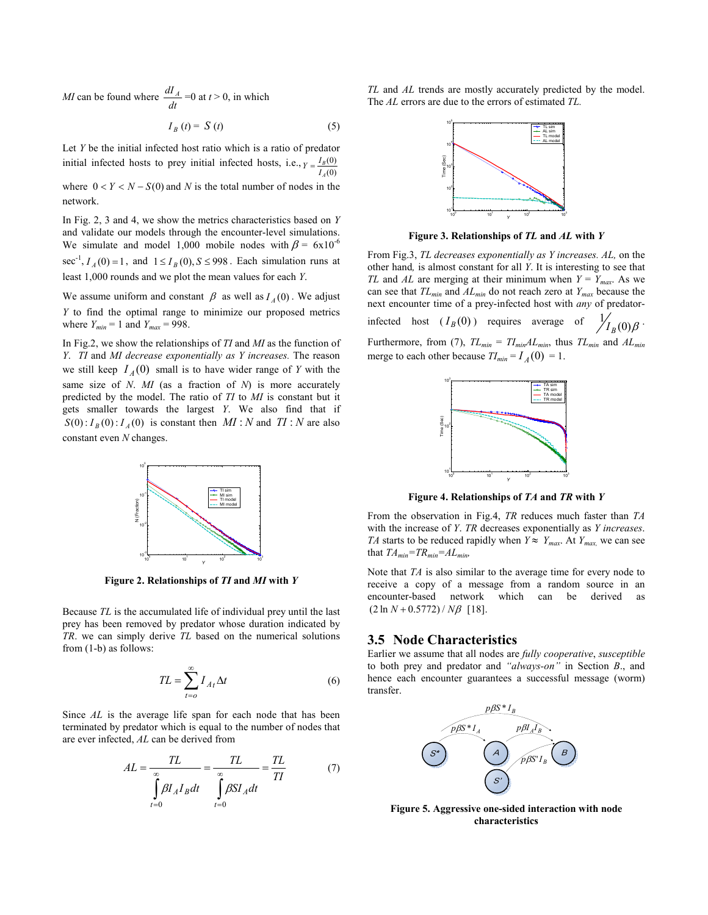*MI* can be found where $\frac{dI_A}{dt}$ =0 at $t > 0$, in which

$$I_B(t) = S(t) \tag{5}$$

Let *Y* be the initial infected host ratio which is a ratio of predator initial infected hosts to prey initial infected hosts, i.e., $Y = \frac{I_B(0)}{I_A(0)}$ where $0 < Y < N - S(0)$ and *N* is the total number of nodes in the network.

In Fig. 2, 3 and 4, we show the metrics characteristics based on *Y* and validate our models through the encounter-level simulations. We simulate and model 1,000 mobile nodes with $\beta$ = 6x10$^{-6}$ sec$^{-1}$, $I_A(0) = 1$, and $1 \le I_B(0), S \le 998$. Each simulation runs at least 1,000 rounds and we plot the mean values for each *Y*.

We assume uniform and constant $\beta$ as well as $I_A(0)$. We adjust *Y* to find the optimal range to minimize our proposed metrics where $Y_{min}$ = 1 and $Y_{max}$ = 998.

In Fig.2, we show the relationships of *TI* and *MI* as the function of *Y*. *TI and MI decrease exponentially as Y increases.* The reason we still keep $I_A(0)$ small is to have wider range of *Y* with the same size of *N*. *MI* (as a fraction of *N*) is more accurately predicted by the model. The ratio of *TI* to *MI* is constant but it gets smaller towards the largest *Y*. We also find that if $S(0) : I_B(0) : I_A(0)$ is constant then $MI : N$ and $TI : N$ are also constant even *N* changes.

**Figure 2. Relationships of *TI* and *MI* with *Y***

Because *TL* is the accumulated life of individual prey until the last prey has been removed by predator whose duration indicated by *TR*. we can simply derive *TL* based on the numerical solutions from (1-b) as follows:

$$TL = \sum_{t=o}^{\infty} I_{At} \Delta t \tag{6}$$

Since *AL* is the average life span for each node that has been terminated by predator which is equal to the number of nodes that are ever infected, *AL* can be derived from

$$AL = \frac{TL}{\int_{t=0}^{\infty} \beta I_A I_B dt} = \frac{TL}{\int_{t=0}^{\infty} \beta S I_A dt} = \frac{TL}{TI} \tag{7}$$

*TL* and *AL* trends are mostly accurately predicted by the model. The *AL* errors are due to the errors of estimated *TL.*

**Figure 3. Relationships of *TL* and *AL* with *Y***

From Fig.3, *TL decreases exponentially as Y increases. AL,* on the other hand*,* is almost constant for all *Y*. It is interesting to see that *TL* and *AL* are merging at their minimum when *Y* = $Y_{max}$. As we can see that $TL_{min}$ and $AL_{min}$ do not reach zero at $Y_{max}$ because the next encounter time of a prey-infected host with *any* of predator-infected host ($I_B(0)$) requires average of $1/I_B(0)\beta$. Furthermore, from (7), $TL_{min}$ = $TI_{min}AL_{min}$, thus $TL_{min}$ and $AL_{min}$ merge to each other because $TI_{min} = I_A(0)$ = 1.

**Figure 4. Relationships of *TA* and *TR* with *Y***

From the observation in Fig.4, *TR* reduces much faster than *TA* with the increase of *Y*. *TR* decreases exponentially as *Y increases*. *TA* starts to be reduced rapidly when $Y \approx Y_{max}$. At $Y_{max}$, we can see that $TA_{min}$=$TR_{min}$=$AL_{min}$.

Note that *TA* is also similar to the average time for every node to receive a copy of a message from a random source in an encounter-based network which can be derived as $(2 \ln N + 0.5772) / N\beta$ [18].

## 3.5 Node Characteristics

Earlier we assume that all nodes are *fully cooperative*, *susceptible* to both prey and predator and *"always-on"* in Section *B*., and hence each encounter guarantees a successful message (worm) transfer.

**Figure 5. Aggressive one-sided interaction with node characteristics**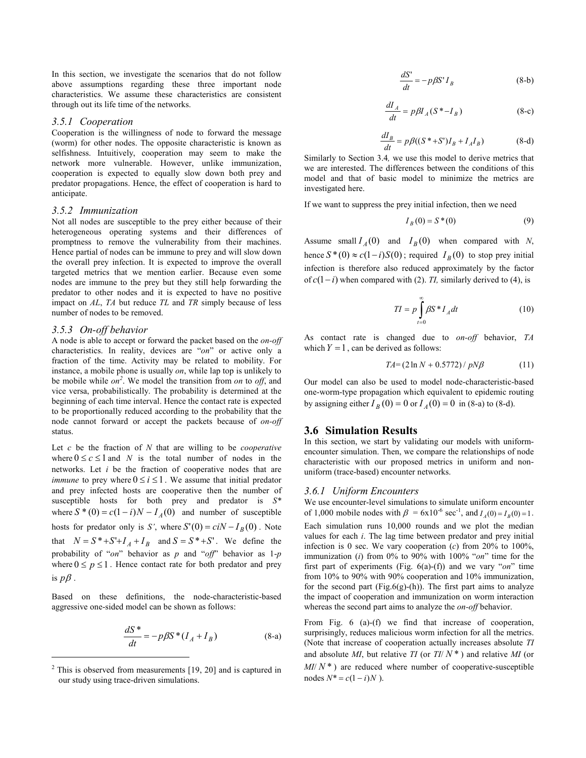In this section, we investigate the scenarios that do not follow above assumptions regarding these three important node characteristics. We assume these characteristics are consistent through out its life time of the networks.

### 3.5.1 Cooperation

Cooperation is the willingness of node to forward the message (worm) for other nodes. The opposite characteristic is known as selfishness. Intuitively, cooperation may seem to make the network more vulnerable. However, unlike immunization, cooperation is expected to equally slow down both prey and predator propagations. Hence, the effect of cooperation is hard to anticipate.

### 3.5.2 Immunization

Not all nodes are susceptible to the prey either because of their heterogeneous operating systems and their differences of promptness to remove the vulnerability from their machines. Hence partial of nodes can be immune to prey and will slow down the overall prey infection. It is expected to improve the overall targeted metrics that we mention earlier. Because even some nodes are immune to the prey but they still help forwarding the predator to other nodes and it is expected to have no positive impact on *AL*, *TA* but reduce *TL* and *TR* simply because of less number of nodes to be removed.

### 3.5.3 On-off behavior

A node is able to accept or forward the packet based on the *on-off* characteristics. In reality, devices are "*on*" or active only a fraction of the time. Activity may be related to mobility. For instance, a mobile phone is usually *on*, while lap top is unlikely to be mobile while *on*[2]. We model the transition from *on* to *off*, and vice versa, probabilistically. The probability is determined at the beginning of each time interval. Hence the contact rate is expected to be proportionally reduced according to the probability that the node cannot forward or accept the packets because of *on-off* status.

Let $c$ be the fraction of $N$ that are willing to be *cooperative* where $0 \le c \le 1$ and $N$ is the total number of nodes in the networks. Let $i$ be the fraction of cooperative nodes that are *immune* to prey where $0 \le i \le 1$. We assume that initial predator and prey infected hosts are cooperative then the number of susceptible hosts for both prey and predator is $S^*$ where $S^*(0) = c(1-i)N - I_A(0)$ and number of susceptible hosts for predator only is $S'$, where $S'(0) = ciN - I_B(0)$. Note that $N = S^* + S' + I_A + I_B$ and $S = S^* + S'$. We define the probability of "*on*" and "*off*" behavior as $p$ and 1-$p$ where $0 \le p \le 1$. Hence contact rate for both predator and prey is $p\beta$.

Based on these definitions, the node-characteristic-based aggressive one-sided model can be shown as follows:

$$\frac{dS^*}{dt} = -p\beta S^*(I_A + I_B) \qquad \text{(8-a)}$$

$$\frac{dS'}{dt} = -p\beta S' I_B \qquad \text{(8-b)}$$

$$\frac{dI_A}{dt} = p\beta I_A (S^* - I_B) \qquad \text{(8-c)}$$

$$\frac{dI_B}{dt} = p\beta((S^* + S')I_B + I_A I_B) \qquad \text{(8-d)}$$

Similarly to Section 3.4, we use this model to derive metrics that we are interested. The differences between the conditions of this model and that of basic model to minimize the metrics are investigated here.

If we want to suppress the prey initial infection, then we need

$$I_B(0) = S^*(0) \qquad (9)$$

Assume small $I_A(0)$ and $I_B(0)$ when compared with $N$, hence $S^*(0) \approx c(1-i)S(0)$; required $I_B(0)$ to stop prey initial infection is therefore also reduced approximately by the factor of $c(1-i)$ when compared with (2). *TI*, similarly derived to (4), is

$$TI = p\int_{t=0}^{\infty} \beta S^* I_A dt \qquad (10)$$

As contact rate is changed due to *on-off* behavior, *TA* which $Y = 1$, can be derived as follows:

$$TA = (2\ln N + 0.5772) / pN\beta \qquad (11)$$

Our model can also be used to model node-characteristic-based one-worm-type propagation which equivalent to epidemic routing by assigning either $I_B(0) = 0$ or $I_A(0) = 0$ in (8-a) to (8-d).

## 3.6 Simulation Results

In this section, we start by validating our models with uniform-encounter simulation. Then, we compare the relationships of node characteristic with our proposed metrics in uniform and non-uniform (trace-based) encounter networks.

### 3.6.1 Uniform Encounters

We use encounter-level simulations to simulate uniform encounter of 1,000 mobile nodes with $\beta$ = 6x10$^{-6}$ sec$^{-1}$, and $I_A(0) = I_B(0) = 1$. Each simulation runs 10,000 rounds and we plot the median values for each $i$. The lag time between predator and prey initial infection is 0 sec. We vary cooperation ($c$) from 20% to 100%, immunization ($i$) from 0% to 90% with 100% "*on*" time for the first part of experiments (Fig. 6(a)-(f)) and we vary "*on*" time from 10% to 90% with 90% cooperation and 10% immunization, for the second part (Fig.6(g)-(h)). The first part aims to analyze the impact of cooperation and immunization on worm interaction whereas the second part aims to analyze the *on-off* behavior.

From Fig. 6 (a)-(f) we find that increase of cooperation, surprisingly, reduces malicious worm infection for all the metrics. (Note that increase of cooperation actually increases absolute *TI* and absolute *MI*, but relative *TI* (or *TI*/ $N^*$) and relative *MI* (or *MI*/ $N^*$) are reduced where number of cooperative-susceptible nodes $N^* = c(1-i)N$ ).

---

[2] This is observed from measurements [19, 20] and is captured in our study using trace-driven simulations.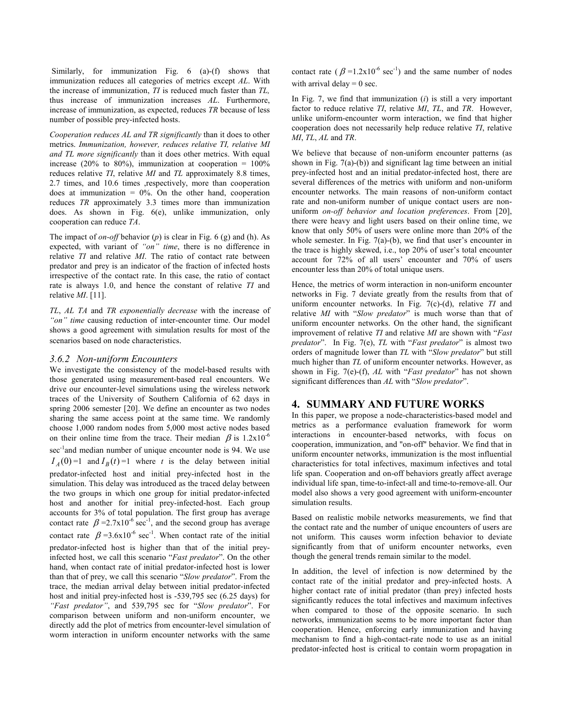Similarly, for immunization Fig. 6 (a)-(f) shows that immunization reduces all categories of metrics except *AL*. With the increase of immunization, *TI* is reduced much faster than *TL,* thus increase of immunization increases *AL*. Furthermore, increase of immunization, as expected, reduces *TR* because of less number of possible prey-infected hosts.

*Cooperation reduces AL and TR significantly* than it does to other metrics. *Immunization, however, reduces relative TI, relative MI and TL more significantly* than it does other metrics. With equal increase (20% to 80%), immunization at cooperation = 100% reduces relative *TI*, relative *MI* and *TL* approximately 8.8 times, 2.7 times, and 10.6 times ,respectively, more than cooperation does at immunization = 0%. On the other hand, cooperation reduces *TR* approximately 3.3 times more than immunization does. As shown in Fig. 6(e), unlike immunization, only cooperation can reduce *TA*.

The impact of *on-off* behavior (*p*) is clear in Fig. 6 (g) and (h). As expected, with variant of *"on" time*, there is no difference in relative *TI* and relative *MI*. The ratio of contact rate between predator and prey is an indicator of the fraction of infected hosts irrespective of the contact rate. In this case, the ratio of contact rate is always 1.0, and hence the constant of relative *TI* and relative *MI*. [11].

*TL*, *AL TA* and *TR exponentially decrease* with the increase of *"on" time* causing reduction of inter-encounter time. Our model shows a good agreement with simulation results for most of the scenarios based on node characteristics.

### *3.6.2 Non-uniform Encounters*

We investigate the consistency of the model-based results with those generated using measurement-based real encounters. We drive our encounter-level simulations using the wireless network traces of the University of Southern California of 62 days in spring 2006 semester [20]. We define an encounter as two nodes sharing the same access point at the same time. We randomly choose 1,000 random nodes from 5,000 most active nodes based on their online time from the trace. Their median $\beta$ is $1.2\text{x}10^{-6}$ $\text{sec}^{-1}$and median number of unique encounter node is 94. We use $I_A(0)=1$ and $I_B(t)=1$ where *t* is the delay between initial predator-infected host and initial prey-infected host in the simulation. This delay was introduced as the traced delay between the two groups in which one group for initial predator-infected host and another for initial prey-infected-host. Each group accounts for 3% of total population. The first group has average contact rate $\beta=2.7\text{x}10^{-6}\ \text{sec}^{-1}$, and the second group has average contact rate $\beta=3.6\text{x}10^{-6}\ \text{sec}^{-1}$. When contact rate of the initial predator-infected host is higher than that of the initial prey-infected host, we call this scenario "*Fast predator*". On the other hand, when contact rate of initial predator-infected host is lower than that of prey, we call this scenario "*Slow predator*". From the trace, the median arrival delay between initial predator-infected host and initial prey-infected host is -539,795 sec (6.25 days) for *"Fast predator"*, and 539,795 sec for "*Slow predator*". For comparison between uniform and non-uniform encounter, we directly add the plot of metrics from encounter-level simulation of worm interaction in uniform encounter networks with the same contact rate ($\beta=1.2\text{x}10^{-6}\ \text{sec}^{-1}$) and the same number of nodes with arrival delay = 0 sec.

In Fig. 7, we find that immunization (*i*) is still a very important factor to reduce relative *TI*, relative *MI*, *TL*, and *TR*. However, unlike uniform-encounter worm interaction, we find that higher cooperation does not necessarily help reduce relative *TI*, relative *MI*, *TL*, *AL* and *TR*.

We believe that because of non-uniform encounter patterns (as shown in Fig. 7(a)-(b)) and significant lag time between an initial prey-infected host and an initial predator-infected host, there are several differences of the metrics with uniform and non-uniform encounter networks. The main reasons of non-uniform contact rate and non-uniform number of unique contact users are non-uniform *on-off behavior and location preferences*. From [20], there were heavy and light users based on their online time, we know that only 50% of users were online more than 20% of the whole semester. In Fig. 7(a)-(b), we find that user's encounter in the trace is highly skewed, i.e., top 20% of user's total encounter account for 72% of all users' encounter and 70% of users encounter less than 20% of total unique users.

Hence, the metrics of worm interaction in non-uniform encounter networks in Fig. 7 deviate greatly from the results from that of uniform encounter networks. In Fig. 7(c)-(d), relative *TI* and relative *MI* with "*Slow predator*" is much worse than that of uniform encounter networks. On the other hand, the significant improvement of relative *TI* and relative *MI* are shown with "*Fast predator*". In Fig. 7(e), *TL* with "*Fast predator*" is almost two orders of magnitude lower than *TL* with "*Slow predator*" but still much higher than *TL* of uniform encounter networks. However, as shown in Fig. 7(e)-(f), *AL* with "*Fast predator*" has not shown significant differences than *AL* with "*Slow predator*".

## 4. SUMMARY AND FUTURE WORKS

In this paper, we propose a node-characteristics-based model and metrics as a performance evaluation framework for worm interactions in encounter-based networks, with focus on cooperation, immunization, and "on-off" behavior. We find that in uniform encounter networks, immunization is the most influential characteristics for total infectives, maximum infectives and total life span. Cooperation and on-off behaviors greatly affect average individual life span, time-to-infect-all and time-to-remove-all. Our model also shows a very good agreement with uniform-encounter simulation results.

Based on realistic mobile networks measurements, we find that the contact rate and the number of unique encounters of users are not uniform. This causes worm infection behavior to deviate significantly from that of uniform encounter networks, even though the general trends remain similar to the model.

In addition, the level of infection is now determined by the contact rate of the initial predator and prey-infected hosts. A higher contact rate of initial predator (than prey) infected hosts significantly reduces the total infectives and maximum infectives when compared to those of the opposite scenario. In such networks, immunization seems to be more important factor than cooperation. Hence, enforcing early immunization and having mechanism to find a high-contact-rate node to use as an initial predator-infected host is critical to contain worm propagation in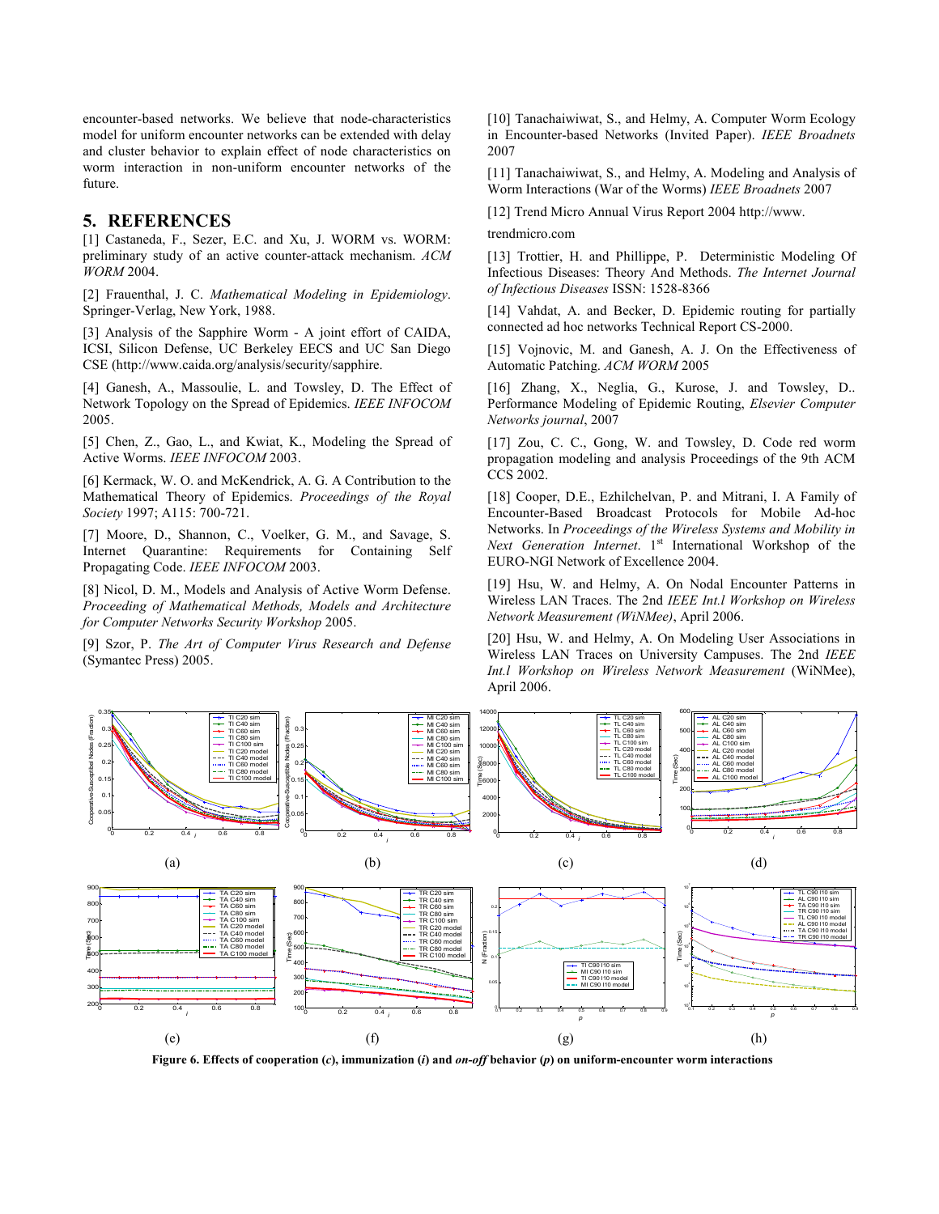encounter-based networks. We believe that node-characteristics model for uniform encounter networks can be extended with delay and cluster behavior to explain effect of node characteristics on worm interaction in non-uniform encounter networks of the future.

## 5. REFERENCES

[1] Castaneda, F., Sezer, E.C. and Xu, J. WORM vs. WORM: preliminary study of an active counter-attack mechanism. *ACM WORM* 2004.

[2] Frauenthal, J. C. *Mathematical Modeling in Epidemiology*. Springer-Verlag, New York, 1988.

[3] Analysis of the Sapphire Worm - A joint effort of CAIDA, ICSI, Silicon Defense, UC Berkeley EECS and UC San Diego CSE (http://www.caida.org/analysis/security/sapphire.

[4] Ganesh, A., Massoulie, L. and Towsley, D. The Effect of Network Topology on the Spread of Epidemics. *IEEE INFOCOM* 2005.

[5] Chen, Z., Gao, L., and Kwiat, K., Modeling the Spread of Active Worms. *IEEE INFOCOM* 2003.

[6] Kermack, W. O. and McKendrick, A. G. A Contribution to the Mathematical Theory of Epidemics. *Proceedings of the Royal Society* 1997; A115: 700-721.

[7] Moore, D., Shannon, C., Voelker, G. M., and Savage, S. Internet Quarantine: Requirements for Containing Self Propagating Code. *IEEE INFOCOM* 2003.

[8] Nicol, D. M., Models and Analysis of Active Worm Defense. *Proceeding of Mathematical Methods, Models and Architecture for Computer Networks Security Workshop* 2005.

[9] Szor, P. *The Art of Computer Virus Research and Defense* (Symantec Press) 2005.

[10] Tanachaiwiwat, S., and Helmy, A. Computer Worm Ecology in Encounter-based Networks (Invited Paper). *IEEE Broadnets* 2007

[11] Tanachaiwiwat, S., and Helmy, A. Modeling and Analysis of Worm Interactions (War of the Worms) *IEEE Broadnets* 2007

[12] Trend Micro Annual Virus Report 2004 http://www.trendmicro.com

[13] Trottier, H. and Phillippe, P. Deterministic Modeling Of Infectious Diseases: Theory And Methods. *The Internet Journal of Infectious Diseases* ISSN: 1528-8366

[14] Vahdat, A. and Becker, D. Epidemic routing for partially connected ad hoc networks Technical Report CS-2000.

[15] Vojnovic, M. and Ganesh, A. J. On the Effectiveness of Automatic Patching. *ACM WORM* 2005

[16] Zhang, X., Neglia, G., Kurose, J. and Towsley, D.. Performance Modeling of Epidemic Routing, *Elsevier Computer Networks journal*, 2007

[17] Zou, C. C., Gong, W. and Towsley, D. Code red worm propagation modeling and analysis Proceedings of the 9th ACM CCS 2002.

[18] Cooper, D.E., Ezhilchelvan, P. and Mitrani, I. A Family of Encounter-Based Broadcast Protocols for Mobile Ad-hoc Networks. In *Proceedings of the Wireless Systems and Mobility in Next Generation Internet*. 1st International Workshop of the EURO-NGI Network of Excellence 2004.

[19] Hsu, W. and Helmy, A. On Nodal Encounter Patterns in Wireless LAN Traces. The 2nd *IEEE Int.l Workshop on Wireless Network Measurement (WiNMee)*, April 2006.

[20] Hsu, W. and Helmy, A. On Modeling User Associations in Wireless LAN Traces on University Campuses. The 2nd *IEEE Int.l Workshop on Wireless Network Measurement* (WiNMee), April 2006.

(a) (b) (c) (d)

(e) (f) (g) (h)

**Figure 6. Effects of cooperation (*c*), immunization (*i*) and *on-off* behavior (*p*) on uniform-encounter worm interactions**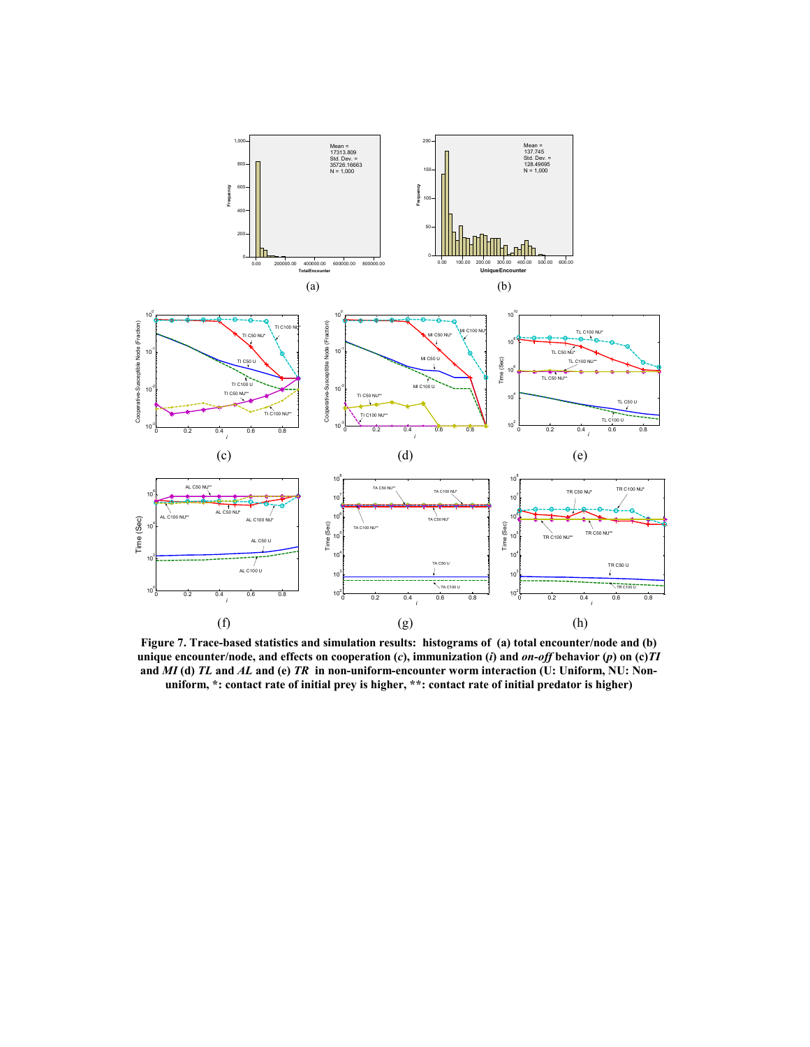1,000
800
600
400
200
0
Frequency
0.00 200000.00 400000.00 600000.00 800000.00
TotalEncounter
Mean = 17313.809
Std. Dev. = 35726.16663
N = 1,000

(a)

200
150
100
50
0
Frequency
0.00 100.00 200.00 300.00 400.00 500.00 600.00
UniqueEncounter
Mean = 137.745
Std. Dev. = 128.49695
N = 1,000

(b)

Cooperative-Susceptible Node (Fraction)
TI C100 NU*
TI C50 NU*
TI C50 U
TI C100 U
TI C50 NU**
TI C100 NU**
i

(c)

Cooperative-Susceptible Node (Fraction)
MI C100 NU*
MI C50 NU*
MI C50 U
MI C100 U
TI C50 NU**
TI C100 NU**
i

(d)

Time (Sec)
TL C100 NU*
TL C50 NU*
TL C100 NU**
TL C50 NU**
TL C50 U
TL C100 U
i

(e)

Time (Sec)
AL C50 NU**
AL C100 NU**
AL C50 NU*
AL C100 NU*
AL C50 U
AL C100 U
i

(f)

Time (Sec)
TA C50 NU**
TA C100 NU*
TA C100 NU**
TA C50 NU*
TA C50 U
TA C100 U
i

(g)

Time (Sec)
TR C50 NU*
TR C100 NU*
TR C100 NU**
TR C50 NU**
TR C50 U
TR C100 U
i

(h)

**Figure 7. Trace-based statistics and simulation results: histograms of (a) total encounter/node and (b) unique encounter/node, and effects on cooperation (*c*), immunization (*i*) and *on-off* behavior (*p*) on (c)*TI* and *MI* (d) *TL* and *AL* and (e) *TR* in non-uniform-encounter worm interaction (U: Uniform, NU: Non-uniform, *: contact rate of initial prey is higher, **: contact rate of initial predator is higher)**